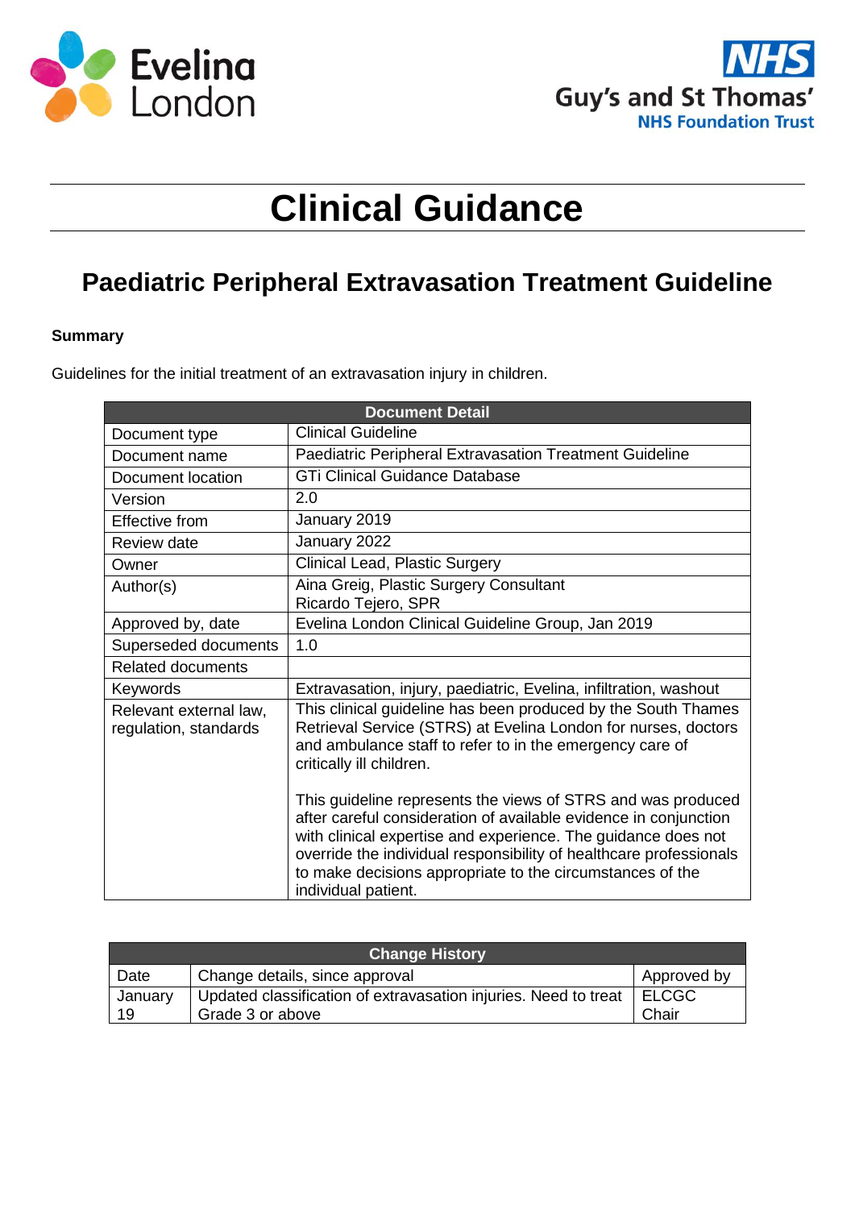# Clinical Guidance

## Paediatric Peripheral Extravasation Treatment Guideline

**Summary**

Guidelines for the initial treatment of an extravasation injury in children.

| Document Detail | |
|---|---|
| Document type | Clinical Guideline |
| Document name | Paediatric Peripheral Extravasation Treatment Guideline |
| Document location | GTi Clinical Guidance Database |
| Version | 2.0 |
| Effective from | January 2019 |
| Review date | January 2022 |
| Owner | Clinical Lead, Plastic Surgery |
| Author(s) | Aina Greig, Plastic Surgery Consultant<br>Ricardo Tejero, SPR |
| Approved by, date | Evelina London Clinical Guideline Group, Jan 2019 |
| Superseded documents | 1.0 |
| Related documents | |
| Keywords | Extravasation, injury, paediatric, Evelina, infiltration, washout |
| Relevant external law, regulation, standards | This clinical guideline has been produced by the South Thames Retrieval Service (STRS) at Evelina London for nurses, doctors and ambulance staff to refer to in the emergency care of critically ill children.<br><br>This guideline represents the views of STRS and was produced after careful consideration of available evidence in conjunction with clinical expertise and experience. The guidance does not override the individual responsibility of healthcare professionals to make decisions appropriate to the circumstances of the individual patient. |

| Change History | | |
|---|---|---|
| Date | Change details, since approval | Approved by |
| January 19 | Updated classification of extravasation injuries. Need to treat Grade 3 or above | ELCGC Chair |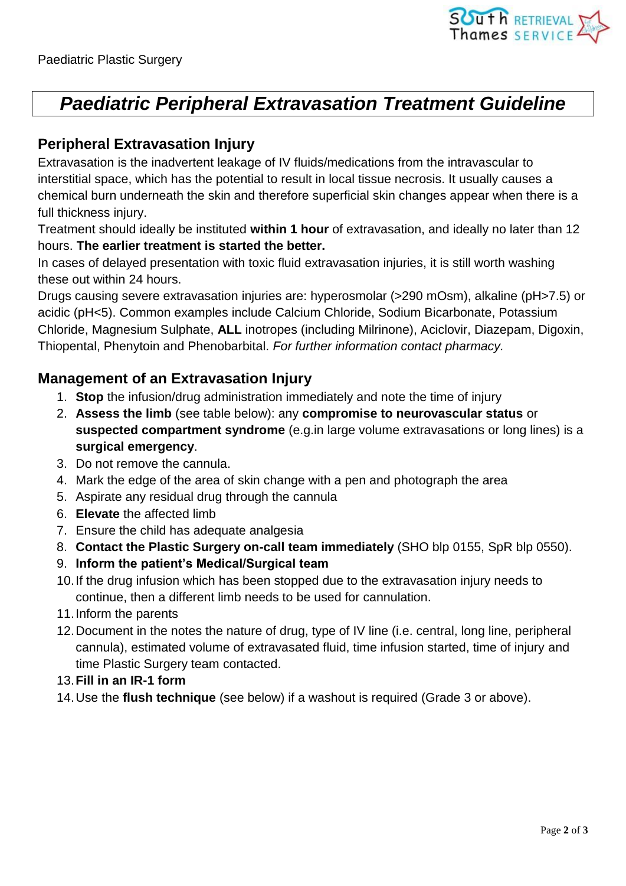Paediatric Plastic Surgery

# *Paediatric Peripheral Extravasation Treatment Guideline*

## Peripheral Extravasation Injury

Extravasation is the inadvertent leakage of IV fluids/medications from the intravascular to interstitial space, which has the potential to result in local tissue necrosis. It usually causes a chemical burn underneath the skin and therefore superficial skin changes appear when there is a full thickness injury.

Treatment should ideally be instituted **within 1 hour** of extravasation, and ideally no later than 12 hours. **The earlier treatment is started the better.**

In cases of delayed presentation with toxic fluid extravasation injuries, it is still worth washing these out within 24 hours.

Drugs causing severe extravasation injuries are: hyperosmolar (>290 mOsm), alkaline (pH>7.5) or acidic (pH<5). Common examples include Calcium Chloride, Sodium Bicarbonate, Potassium Chloride, Magnesium Sulphate, **ALL** inotropes (including Milrinone), Aciclovir, Diazepam, Digoxin, Thiopental, Phenytoin and Phenobarbital. *For further information contact pharmacy.*

## Management of an Extravasation Injury

1. **Stop** the infusion/drug administration immediately and note the time of injury
2. **Assess the limb** (see table below): any **compromise to neurovascular status** or **suspected compartment syndrome** (e.g.in large volume extravasations or long lines) is a **surgical emergency**.
3. Do not remove the cannula.
4. Mark the edge of the area of skin change with a pen and photograph the area
5. Aspirate any residual drug through the cannula
6. **Elevate** the affected limb
7. Ensure the child has adequate analgesia
8. **Contact the Plastic Surgery on-call team immediately** (SHO blp 0155, SpR blp 0550).
9. **Inform the patient's Medical/Surgical team**
10. If the drug infusion which has been stopped due to the extravasation injury needs to continue, then a different limb needs to be used for cannulation.
11. Inform the parents
12. Document in the notes the nature of drug, type of IV line (i.e. central, long line, peripheral cannula), estimated volume of extravasated fluid, time infusion started, time of injury and time Plastic Surgery team contacted.
13. **Fill in an IR-1 form**
14. Use the **flush technique** (see below) if a washout is required (Grade 3 or above).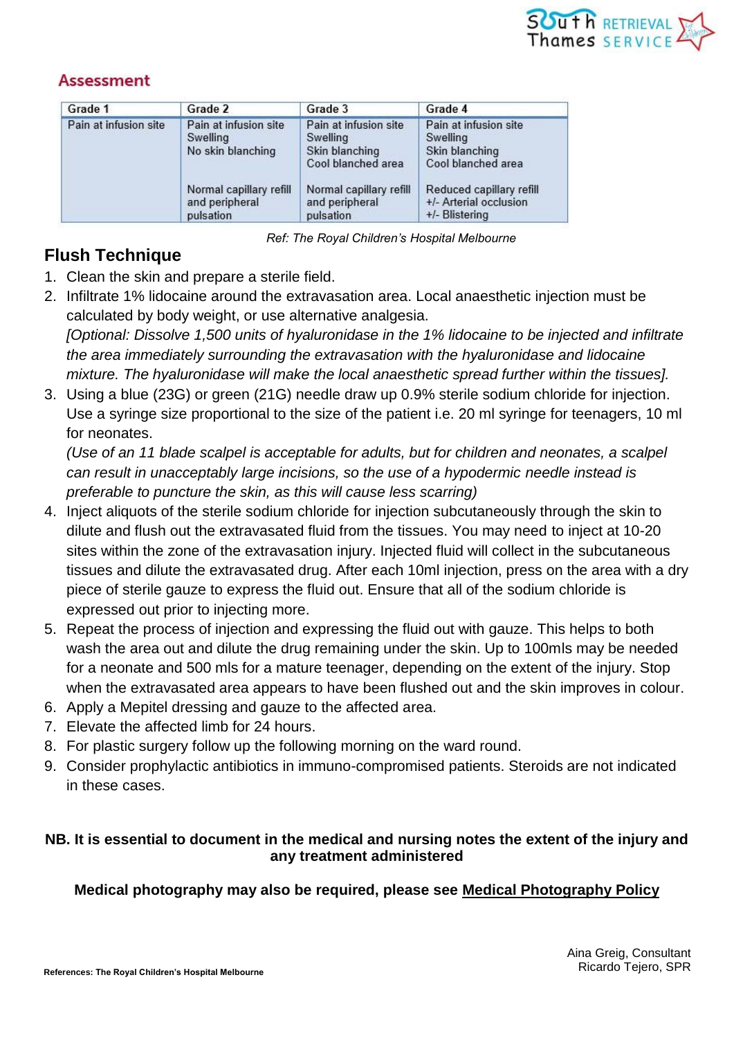## Assessment

| Grade 1 | Grade 2 | Grade 3 | Grade 4 |
|---|---|---|---|
| Pain at infusion site | Pain at infusion site<br>Swelling<br>No skin blanching<br><br>Normal capillary refill and peripheral pulsation | Pain at infusion site<br>Swelling<br>Skin blanching<br>Cool blanched area<br><br>Normal capillary refill and peripheral pulsation | Pain at infusion site<br>Swelling<br>Skin blanching<br>Cool blanched area<br><br>Reduced capillary refill<br>+/- Arterial occlusion<br>+/- Blistering |

*Ref: The Royal Children's Hospital Melbourne*

## Flush Technique

1. Clean the skin and prepare a sterile field.
2. Infiltrate 1% lidocaine around the extravasation area. Local anaesthetic injection must be calculated by body weight, or use alternative analgesia.
   *[Optional: Dissolve 1,500 units of hyaluronidase in the 1% lidocaine to be injected and infiltrate the area immediately surrounding the extravasation with the hyaluronidase and lidocaine mixture. The hyaluronidase will make the local anaesthetic spread further within the tissues].*
3. Using a blue (23G) or green (21G) needle draw up 0.9% sterile sodium chloride for injection. Use a syringe size proportional to the size of the patient i.e. 20 ml syringe for teenagers, 10 ml for neonates.
   *(Use of an 11 blade scalpel is acceptable for adults, but for children and neonates, a scalpel can result in unacceptably large incisions, so the use of a hypodermic needle instead is preferable to puncture the skin, as this will cause less scarring)*
4. Inject aliquots of the sterile sodium chloride for injection subcutaneously through the skin to dilute and flush out the extravasated fluid from the tissues. You may need to inject at 10-20 sites within the zone of the extravasation injury. Injected fluid will collect in the subcutaneous tissues and dilute the extravasated drug. After each 10ml injection, press on the area with a dry piece of sterile gauze to express the fluid out. Ensure that all of the sodium chloride is expressed out prior to injecting more.
5. Repeat the process of injection and expressing the fluid out with gauze. This helps to both wash the area out and dilute the drug remaining under the skin. Up to 100mls may be needed for a neonate and 500 mls for a mature teenager, depending on the extent of the injury. Stop when the extravasated area appears to have been flushed out and the skin improves in colour.
6. Apply a Mepitel dressing and gauze to the affected area.
7. Elevate the affected limb for 24 hours.
8. For plastic surgery follow up the following morning on the ward round.
9. Consider prophylactic antibiotics in immuno-compromised patients. Steroids are not indicated in these cases.

**NB. It is essential to document in the medical and nursing notes the extent of the injury and any treatment administered**

**Medical photography may also be required, please see Medical Photography Policy**

Aina Greig, Consultant
Ricardo Tejero, SPR

**References: The Royal Children's Hospital Melbourne**